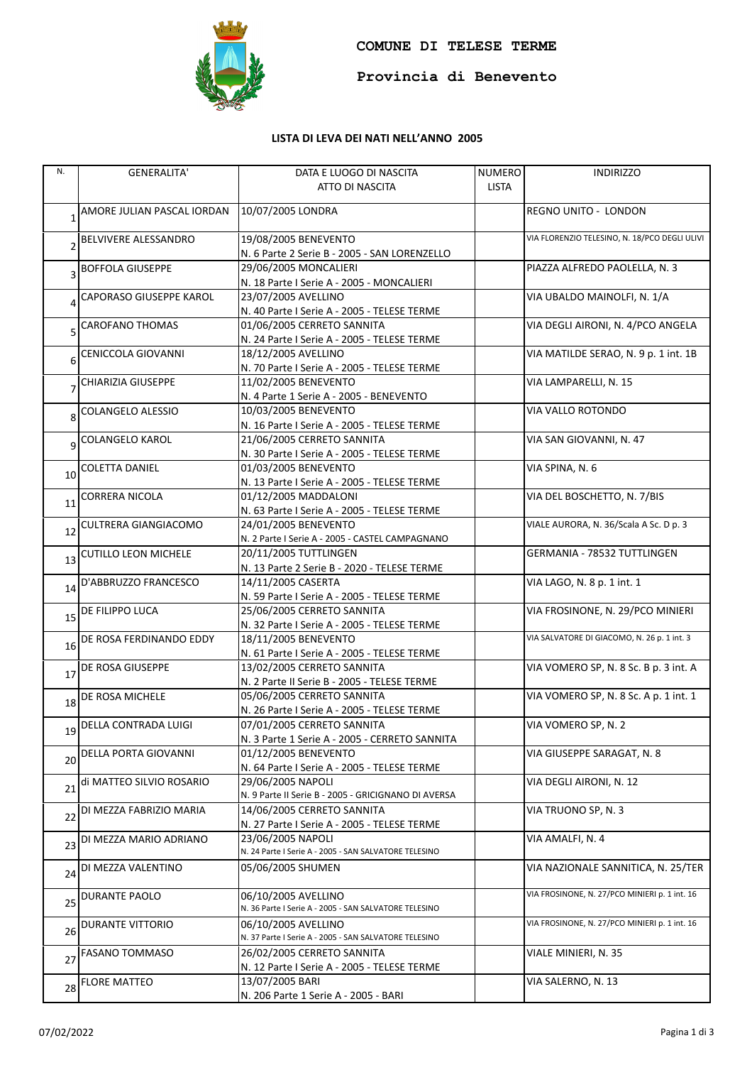**COMUNE DI TELESE TERME**

**Provincia di Benevento**

**LISTA DI LEVA DEI NATI NELL'ANNO 2005**

| N. | GENERALITA' | DATA E LUOGO DI NASCITA<br>ATTO DI NASCITA | NUMERO LISTA | INDIRIZZO |
|---|---|---|---|---|
| 1 | AMORE JULIAN PASCAL IORDAN | 10/07/2005 LONDRA | | REGNO UNITO - LONDON |
| 2 | BELVIVERE ALESSANDRO | 19/08/2005 BENEVENTO<br>N. 6 Parte 2 Serie B - 2005 - SAN LORENZELLO | | VIA FLORENZIO TELESINO, N. 18/PCO DEGLI ULIVI |
| 3 | BOFFOLA GIUSEPPE | 29/06/2005 MONCALIERI<br>N. 18 Parte I Serie A - 2005 - MONCALIERI | | PIAZZA ALFREDO PAOLELLA, N. 3 |
| 4 | CAPORASO GIUSEPPE KAROL | 23/07/2005 AVELLINO<br>N. 40 Parte I Serie A - 2005 - TELESE TERME | | VIA UBALDO MAINOLFI, N. 1/A |
| 5 | CAROFANO THOMAS | 01/06/2005 CERRETO SANNITA<br>N. 24 Parte I Serie A - 2005 - TELESE TERME | | VIA DEGLI AIRONI, N. 4/PCO ANGELA |
| 6 | CENICCOLA GIOVANNI | 18/12/2005 AVELLINO<br>N. 70 Parte I Serie A - 2005 - TELESE TERME | | VIA MATILDE SERAO, N. 9 p. 1 int. 1B |
| 7 | CHIARIZIA GIUSEPPE | 11/02/2005 BENEVENTO<br>N. 4 Parte 1 Serie A - 2005 - BENEVENTO | | VIA LAMPARELLI, N. 15 |
| 8 | COLANGELO ALESSIO | 10/03/2005 BENEVENTO<br>N. 16 Parte I Serie A - 2005 - TELESE TERME | | VIA VALLO ROTONDO |
| 9 | COLANGELO KAROL | 21/06/2005 CERRETO SANNITA<br>N. 30 Parte I Serie A - 2005 - TELESE TERME | | VIA SAN GIOVANNI, N. 47 |
| 10 | COLETTA DANIEL | 01/03/2005 BENEVENTO<br>N. 13 Parte I Serie A - 2005 - TELESE TERME | | VIA SPINA, N. 6 |
| 11 | CORRERA NICOLA | 01/12/2005 MADDALONI<br>N. 63 Parte I Serie A - 2005 - TELESE TERME | | VIA DEL BOSCHETTO, N. 7/BIS |
| 12 | CULTRERA GIANGIACOMO | 24/01/2005 BENEVENTO<br>N. 2 Parte I Serie A - 2005 - CASTEL CAMPAGNANO | | VIALE AURORA, N. 36/Scala A Sc. D p. 3 |
| 13 | CUTILLO LEON MICHELE | 20/11/2005 TUTTLINGEN<br>N. 13 Parte 2 Serie B - 2020 - TELESE TERME | | GERMANIA - 78532 TUTTLINGEN |
| 14 | D'ABBRUZZO FRANCESCO | 14/11/2005 CASERTA<br>N. 59 Parte I Serie A - 2005 - TELESE TERME | | VIA LAGO, N. 8 p. 1 int. 1 |
| 15 | DE FILIPPO LUCA | 25/06/2005 CERRETO SANNITA<br>N. 32 Parte I Serie A - 2005 - TELESE TERME | | VIA FROSINONE, N. 29/PCO MINIERI |
| 16 | DE ROSA FERDINANDO EDDY | 18/11/2005 BENEVENTO<br>N. 61 Parte I Serie A - 2005 - TELESE TERME | | VIA SALVATORE DI GIACOMO, N. 26 p. 1 int. 3 |
| 17 | DE ROSA GIUSEPPE | 13/02/2005 CERRETO SANNITA<br>N. 2 Parte II Serie B - 2005 - TELESE TERME | | VIA VOMERO SP, N. 8 Sc. B p. 3 int. A |
| 18 | DE ROSA MICHELE | 05/06/2005 CERRETO SANNITA<br>N. 26 Parte I Serie A - 2005 - TELESE TERME | | VIA VOMERO SP, N. 8 Sc. A p. 1 int. 1 |
| 19 | DELLA CONTRADA LUIGI | 07/01/2005 CERRETO SANNITA<br>N. 3 Parte 1 Serie A - 2005 - CERRETO SANNITA | | VIA VOMERO SP, N. 2 |
| 20 | DELLA PORTA GIOVANNI | 01/12/2005 BENEVENTO<br>N. 64 Parte I Serie A - 2005 - TELESE TERME | | VIA GIUSEPPE SARAGAT, N. 8 |
| 21 | di MATTEO SILVIO ROSARIO | 29/06/2005 NAPOLI<br>N. 9 Parte II Serie B - 2005 - GRICIGNANO DI AVERSA | | VIA DEGLI AIRONI, N. 12 |
| 22 | DI MEZZA FABRIZIO MARIA | 14/06/2005 CERRETO SANNITA<br>N. 27 Parte I Serie A - 2005 - TELESE TERME | | VIA TRUONO SP, N. 3 |
| 23 | DI MEZZA MARIO ADRIANO | 23/06/2005 NAPOLI<br>N. 24 Parte I Serie A - 2005 - SAN SALVATORE TELESINO | | VIA AMALFI, N. 4 |
| 24 | DI MEZZA VALENTINO | 05/06/2005 SHUMEN | | VIA NAZIONALE SANNITICA, N. 25/TER |
| 25 | DURANTE PAOLO | 06/10/2005 AVELLINO<br>N. 36 Parte I Serie A - 2005 - SAN SALVATORE TELESINO | | VIA FROSINONE, N. 27/PCO MINIERI p. 1 int. 16 |
| 26 | DURANTE VITTORIO | 06/10/2005 AVELLINO<br>N. 37 Parte I Serie A - 2005 - SAN SALVATORE TELESINO | | VIA FROSINONE, N. 27/PCO MINIERI p. 1 int. 16 |
| 27 | FASANO TOMMASO | 26/02/2005 CERRETO SANNITA<br>N. 12 Parte I Serie A - 2005 - TELESE TERME | | VIALE MINIERI, N. 35 |
| 28 | FLORE MATTEO | 13/07/2005 BARI<br>N. 206 Parte 1 Serie A - 2005 - BARI | | VIA SALERNO, N. 13 |

07/02/2022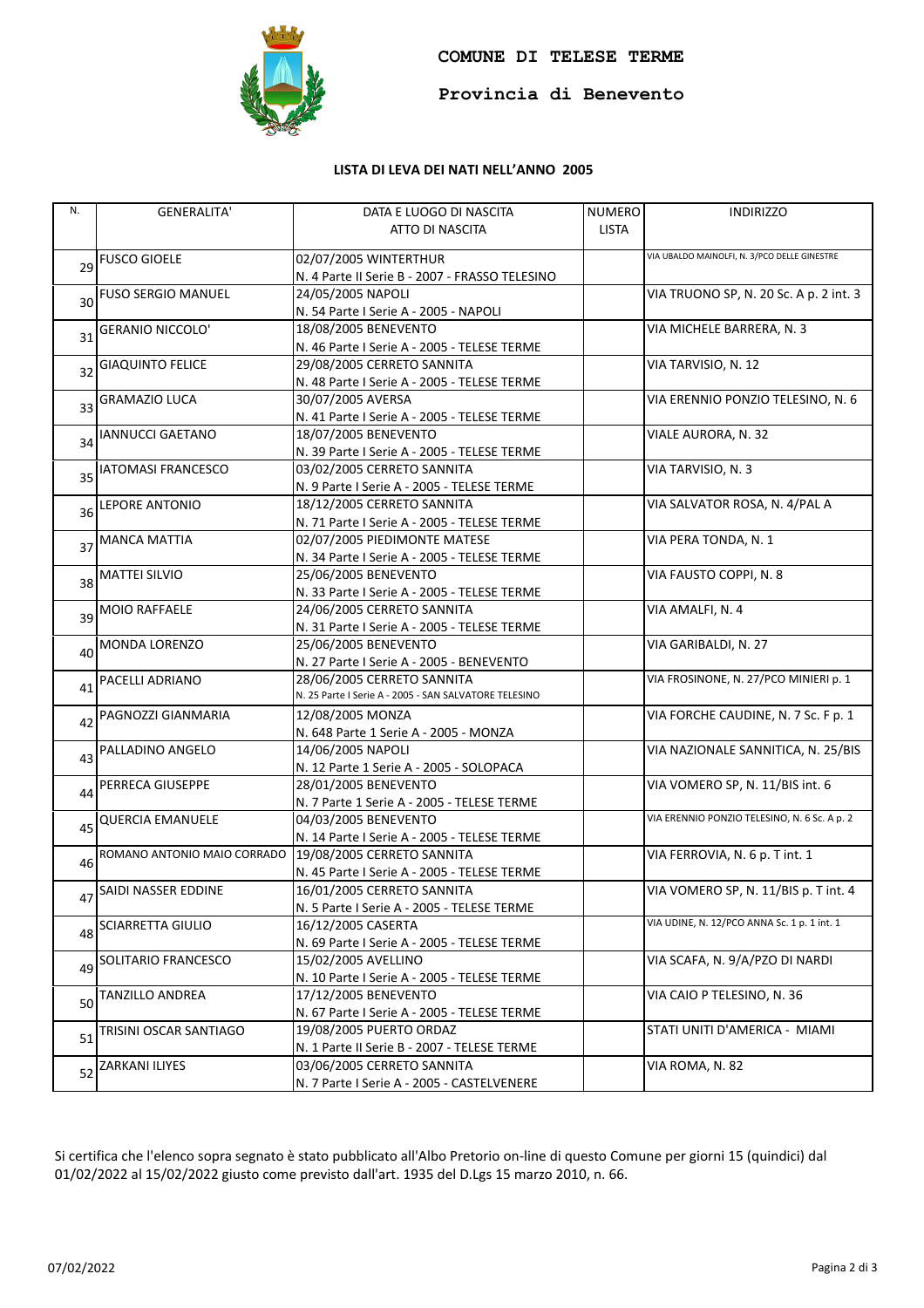**COMUNE DI TELESE TERME**

**Provincia di Benevento**

**LISTA DI LEVA DEI NATI NELL'ANNO 2005**

| N. | GENERALITA' | DATA E LUOGO DI NASCITA<br>ATTO DI NASCITA | NUMERO LISTA | INDIRIZZO |
|---|---|---|---|---|
| 29 | FUSCO GIOELE | 02/07/2005 WINTERTHUR<br>N. 4 Parte II Serie B - 2007 - FRASSO TELESINO | | VIA UBALDO MAINOLFI, N. 3/PCO DELLE GINESTRE |
| 30 | FUSO SERGIO MANUEL | 24/05/2005 NAPOLI<br>N. 54 Parte I Serie A - 2005 - NAPOLI | | VIA TRUONO SP, N. 20 Sc. A p. 2 int. 3 |
| 31 | GERANIO NICCOLO' | 18/08/2005 BENEVENTO<br>N. 46 Parte I Serie A - 2005 - TELESE TERME | | VIA MICHELE BARRERA, N. 3 |
| 32 | GIAQUINTO FELICE | 29/08/2005 CERRETO SANNITA<br>N. 48 Parte I Serie A - 2005 - TELESE TERME | | VIA TARVISIO, N. 12 |
| 33 | GRAMAZIO LUCA | 30/07/2005 AVERSA<br>N. 41 Parte I Serie A - 2005 - TELESE TERME | | VIA ERENNIO PONZIO TELESINO, N. 6 |
| 34 | IANNUCCI GAETANO | 18/07/2005 BENEVENTO<br>N. 39 Parte I Serie A - 2005 - TELESE TERME | | VIALE AURORA, N. 32 |
| 35 | IATOMASI FRANCESCO | 03/02/2005 CERRETO SANNITA<br>N. 9 Parte I Serie A - 2005 - TELESE TERME | | VIA TARVISIO, N. 3 |
| 36 | LEPORE ANTONIO | 18/12/2005 CERRETO SANNITA<br>N. 71 Parte I Serie A - 2005 - TELESE TERME | | VIA SALVATOR ROSA, N. 4/PAL A |
| 37 | MANCA MATTIA | 02/07/2005 PIEDIMONTE MATESE<br>N. 34 Parte I Serie A - 2005 - TELESE TERME | | VIA PERA TONDA, N. 1 |
| 38 | MATTEI SILVIO | 25/06/2005 BENEVENTO<br>N. 33 Parte I Serie A - 2005 - TELESE TERME | | VIA FAUSTO COPPI, N. 8 |
| 39 | MOIO RAFFAELE | 24/06/2005 CERRETO SANNITA<br>N. 31 Parte I Serie A - 2005 - TELESE TERME | | VIA AMALFI, N. 4 |
| 40 | MONDA LORENZO | 25/06/2005 BENEVENTO<br>N. 27 Parte I Serie A - 2005 - BENEVENTO | | VIA GARIBALDI, N. 27 |
| 41 | PACELLI ADRIANO | 28/06/2005 CERRETO SANNITA<br>N. 25 Parte I Serie A - 2005 - SAN SALVATORE TELESINO | | VIA FROSINONE, N. 27/PCO MINIERI p. 1 |
| 42 | PAGNOZZI GIANMARIA | 12/08/2005 MONZA<br>N. 648 Parte 1 Serie A - 2005 - MONZA | | VIA FORCHE CAUDINE, N. 7 Sc. F p. 1 |
| 43 | PALLADINO ANGELO | 14/06/2005 NAPOLI<br>N. 12 Parte 1 Serie A - 2005 - SOLOPACA | | VIA NAZIONALE SANNITICA, N. 25/BIS |
| 44 | PERRECA GIUSEPPE | 28/01/2005 BENEVENTO<br>N. 7 Parte 1 Serie A - 2005 - TELESE TERME | | VIA VOMERO SP, N. 11/BIS int. 6 |
| 45 | QUERCIA EMANUELE | 04/03/2005 BENEVENTO<br>N. 14 Parte I Serie A - 2005 - TELESE TERME | | VIA ERENNIO PONZIO TELESINO, N. 6 Sc. A p. 2 |
| 46 | ROMANO ANTONIO MAIO CORRADO | 19/08/2005 CERRETO SANNITA<br>N. 45 Parte I Serie A - 2005 - TELESE TERME | | VIA FERROVIA, N. 6 p. T int. 1 |
| 47 | SAIDI NASSER EDDINE | 16/01/2005 CERRETO SANNITA<br>N. 5 Parte I Serie A - 2005 - TELESE TERME | | VIA VOMERO SP, N. 11/BIS p. T int. 4 |
| 48 | SCIARRETTA GIULIO | 16/12/2005 CASERTA<br>N. 69 Parte I Serie A - 2005 - TELESE TERME | | VIA UDINE, N. 12/PCO ANNA Sc. 1 p. 1 int. 1 |
| 49 | SOLITARIO FRANCESCO | 15/02/2005 AVELLINO<br>N. 10 Parte I Serie A - 2005 - TELESE TERME | | VIA SCAFA, N. 9/A/PZO DI NARDI |
| 50 | TANZILLO ANDREA | 17/12/2005 BENEVENTO<br>N. 67 Parte I Serie A - 2005 - TELESE TERME | | VIA CAIO P TELESINO, N. 36 |
| 51 | TRISINI OSCAR SANTIAGO | 19/08/2005 PUERTO ORDAZ<br>N. 1 Parte II Serie B - 2007 - TELESE TERME | | STATI UNITI D'AMERICA - MIAMI |
| 52 | ZARKANI ILIYES | 03/06/2005 CERRETO SANNITA<br>N. 7 Parte I Serie A - 2005 - CASTELVENERE | | VIA ROMA, N. 82 |

Si certifica che l'elenco sopra segnato è stato pubblicato all'Albo Pretorio on-line di questo Comune per giorni 15 (quindici) dal 01/02/2022 al 15/02/2022 giusto come previsto dall'art. 1935 del D.Lgs 15 marzo 2010, n. 66.

07/02/2022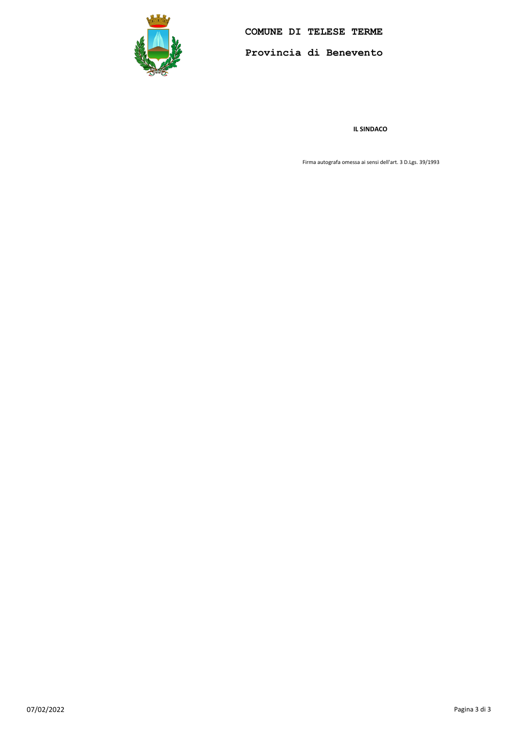**COMUNE DI TELESE TERME**

**Provincia di Benevento**

**IL SINDACO**

Firma autografa omessa ai sensi dell'art. 3 D.Lgs. 39/1993

07/02/2022